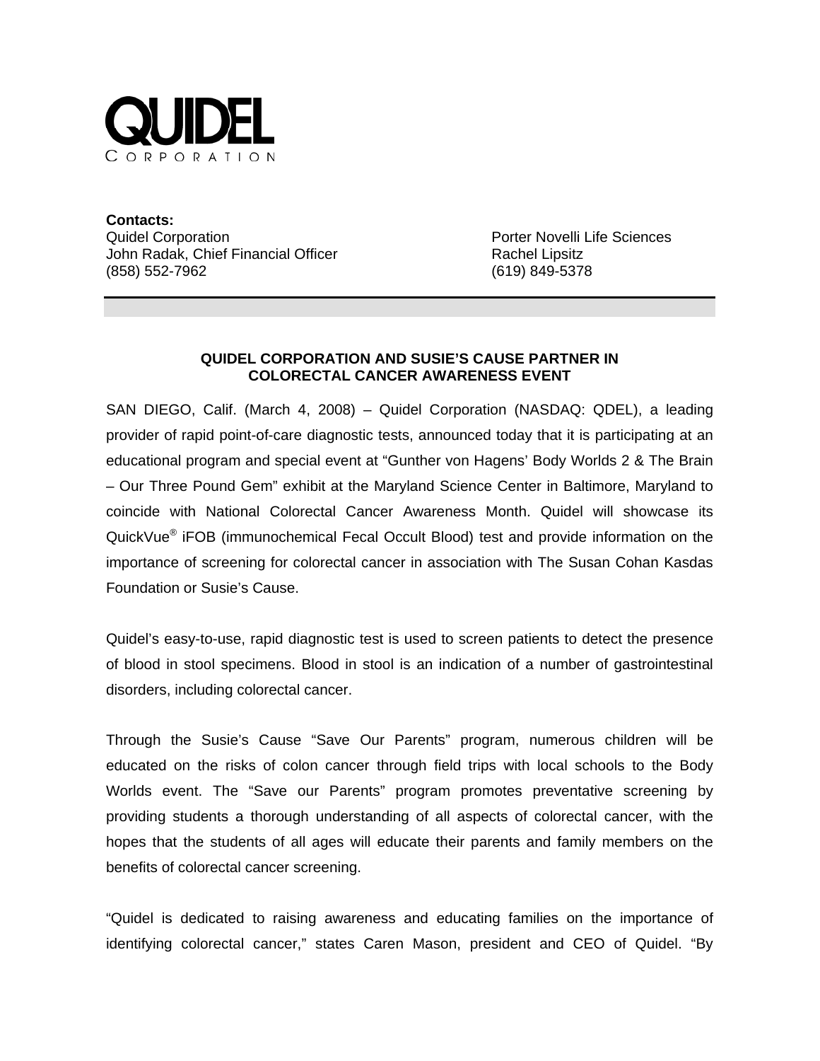**QUIDEL**
CORPORATION

**Contacts:**

Quidel Corporation
John Radak, Chief Financial Officer
(858) 552-7962

Porter Novelli Life Sciences
Rachel Lipsitz
(619) 849-5378

## QUIDEL CORPORATION AND SUSIE'S CAUSE PARTNER IN COLORECTAL CANCER AWARENESS EVENT

SAN DIEGO, Calif. (March 4, 2008) – Quidel Corporation (NASDAQ: QDEL), a leading provider of rapid point-of-care diagnostic tests, announced today that it is participating at an educational program and special event at "Gunther von Hagens' Body Worlds 2 & The Brain – Our Three Pound Gem" exhibit at the Maryland Science Center in Baltimore, Maryland to coincide with National Colorectal Cancer Awareness Month. Quidel will showcase its QuickVue® iFOB (immunochemical Fecal Occult Blood) test and provide information on the importance of screening for colorectal cancer in association with The Susan Cohan Kasdas Foundation or Susie's Cause.

Quidel's easy-to-use, rapid diagnostic test is used to screen patients to detect the presence of blood in stool specimens. Blood in stool is an indication of a number of gastrointestinal disorders, including colorectal cancer.

Through the Susie's Cause "Save Our Parents" program, numerous children will be educated on the risks of colon cancer through field trips with local schools to the Body Worlds event. The "Save our Parents" program promotes preventative screening by providing students a thorough understanding of all aspects of colorectal cancer, with the hopes that the students of all ages will educate their parents and family members on the benefits of colorectal cancer screening.

"Quidel is dedicated to raising awareness and educating families on the importance of identifying colorectal cancer," states Caren Mason, president and CEO of Quidel. "By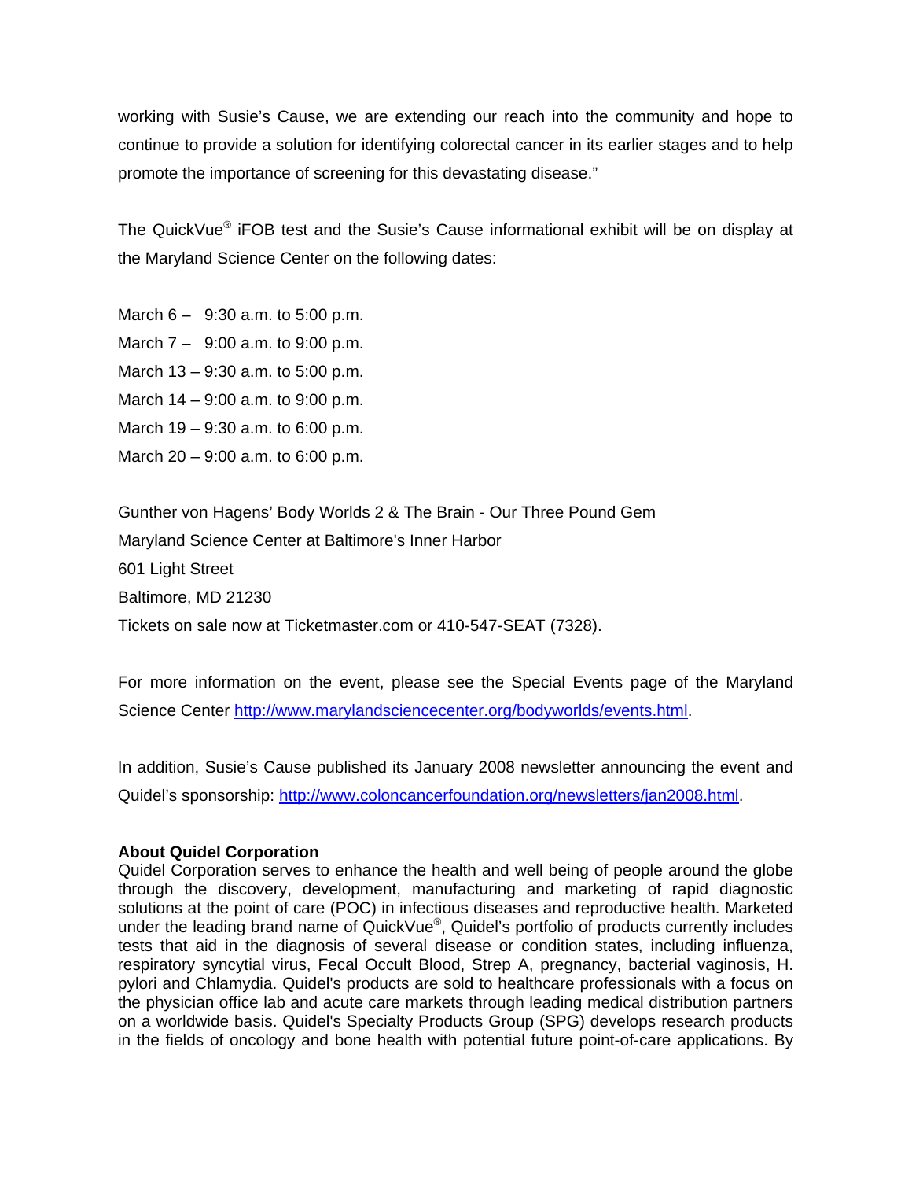working with Susie's Cause, we are extending our reach into the community and hope to continue to provide a solution for identifying colorectal cancer in its earlier stages and to help promote the importance of screening for this devastating disease."

The QuickVue® iFOB test and the Susie's Cause informational exhibit will be on display at the Maryland Science Center on the following dates:

March 6 – 9:30 a.m. to 5:00 p.m.
March 7 – 9:00 a.m. to 9:00 p.m.
March 13 – 9:30 a.m. to 5:00 p.m.
March 14 – 9:00 a.m. to 9:00 p.m.
March 19 – 9:30 a.m. to 6:00 p.m.
March 20 – 9:00 a.m. to 6:00 p.m.

Gunther von Hagens' Body Worlds 2 & The Brain - Our Three Pound Gem
Maryland Science Center at Baltimore's Inner Harbor
601 Light Street
Baltimore, MD 21230
Tickets on sale now at Ticketmaster.com or 410-547-SEAT (7328).

For more information on the event, please see the Special Events page of the Maryland Science Center http://www.marylandsciencecenter.org/bodyworlds/events.html.

In addition, Susie's Cause published its January 2008 newsletter announcing the event and Quidel's sponsorship: http://www.coloncancerfoundation.org/newsletters/jan2008.html.

**About Quidel Corporation**
Quidel Corporation serves to enhance the health and well being of people around the globe through the discovery, development, manufacturing and marketing of rapid diagnostic solutions at the point of care (POC) in infectious diseases and reproductive health. Marketed under the leading brand name of QuickVue®, Quidel's portfolio of products currently includes tests that aid in the diagnosis of several disease or condition states, including influenza, respiratory syncytial virus, Fecal Occult Blood, Strep A, pregnancy, bacterial vaginosis, H. pylori and Chlamydia. Quidel's products are sold to healthcare professionals with a focus on the physician office lab and acute care markets through leading medical distribution partners on a worldwide basis. Quidel's Specialty Products Group (SPG) develops research products in the fields of oncology and bone health with potential future point-of-care applications. By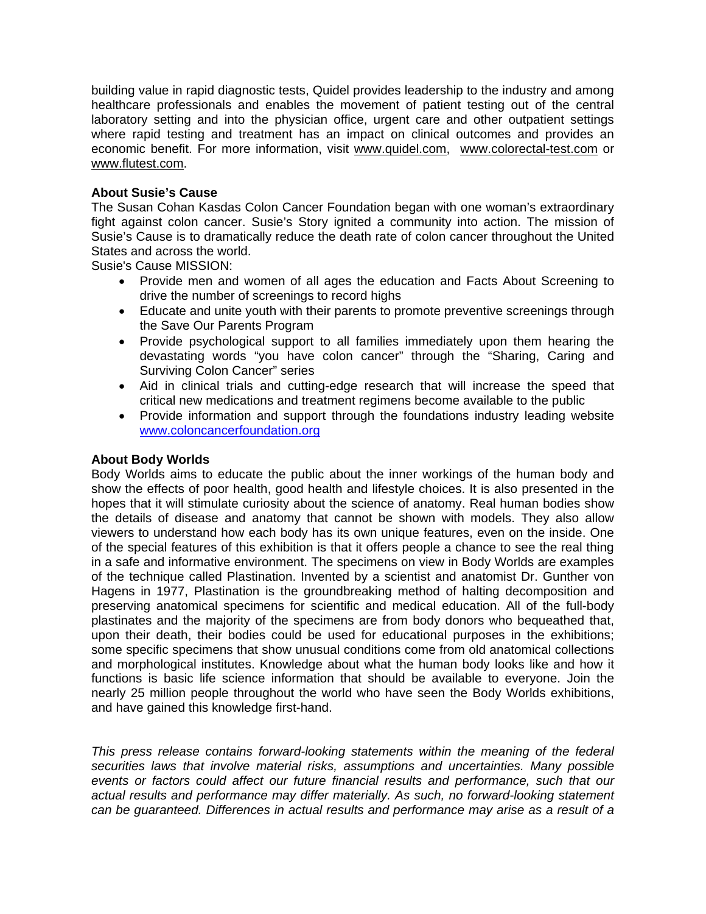building value in rapid diagnostic tests, Quidel provides leadership to the industry and among healthcare professionals and enables the movement of patient testing out of the central laboratory setting and into the physician office, urgent care and other outpatient settings where rapid testing and treatment has an impact on clinical outcomes and provides an economic benefit. For more information, visit www.quidel.com, www.colorectal-test.com or www.flutest.com.

**About Susie's Cause**

The Susan Cohan Kasdas Colon Cancer Foundation began with one woman's extraordinary fight against colon cancer. Susie's Story ignited a community into action. The mission of Susie's Cause is to dramatically reduce the death rate of colon cancer throughout the United States and across the world.

Susie's Cause MISSION:

- Provide men and women of all ages the education and Facts About Screening to drive the number of screenings to record highs
- Educate and unite youth with their parents to promote preventive screenings through the Save Our Parents Program
- Provide psychological support to all families immediately upon them hearing the devastating words "you have colon cancer" through the "Sharing, Caring and Surviving Colon Cancer" series
- Aid in clinical trials and cutting-edge research that will increase the speed that critical new medications and treatment regimens become available to the public
- Provide information and support through the foundations industry leading website www.coloncancerfoundation.org

**About Body Worlds**

Body Worlds aims to educate the public about the inner workings of the human body and show the effects of poor health, good health and lifestyle choices. It is also presented in the hopes that it will stimulate curiosity about the science of anatomy. Real human bodies show the details of disease and anatomy that cannot be shown with models. They also allow viewers to understand how each body has its own unique features, even on the inside. One of the special features of this exhibition is that it offers people a chance to see the real thing in a safe and informative environment. The specimens on view in Body Worlds are examples of the technique called Plastination. Invented by a scientist and anatomist Dr. Gunther von Hagens in 1977, Plastination is the groundbreaking method of halting decomposition and preserving anatomical specimens for scientific and medical education. All of the full-body plastinates and the majority of the specimens are from body donors who bequeathed that, upon their death, their bodies could be used for educational purposes in the exhibitions; some specific specimens that show unusual conditions come from old anatomical collections and morphological institutes. Knowledge about what the human body looks like and how it functions is basic life science information that should be available to everyone. Join the nearly 25 million people throughout the world who have seen the Body Worlds exhibitions, and have gained this knowledge first-hand.

*This press release contains forward-looking statements within the meaning of the federal securities laws that involve material risks, assumptions and uncertainties. Many possible events or factors could affect our future financial results and performance, such that our actual results and performance may differ materially. As such, no forward-looking statement can be guaranteed. Differences in actual results and performance may arise as a result of a*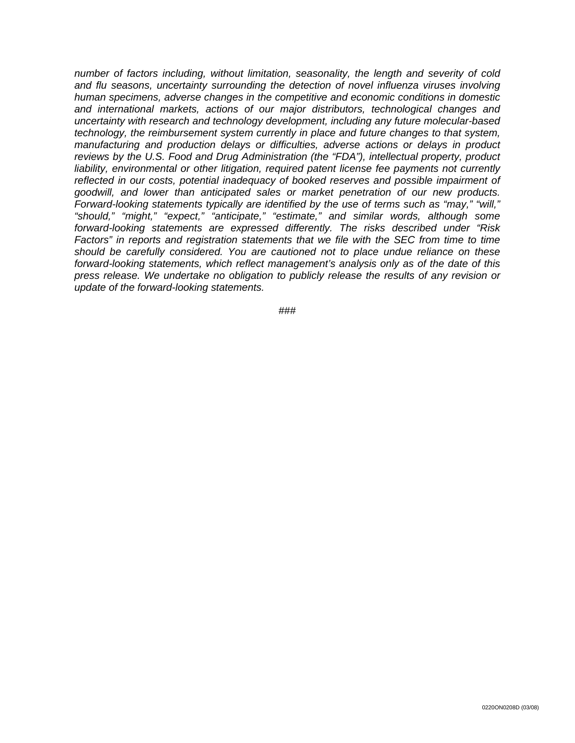*number of factors including, without limitation, seasonality, the length and severity of cold and flu seasons, uncertainty surrounding the detection of novel influenza viruses involving human specimens, adverse changes in the competitive and economic conditions in domestic and international markets, actions of our major distributors, technological changes and uncertainty with research and technology development, including any future molecular-based technology, the reimbursement system currently in place and future changes to that system, manufacturing and production delays or difficulties, adverse actions or delays in product reviews by the U.S. Food and Drug Administration (the "FDA"), intellectual property, product liability, environmental or other litigation, required patent license fee payments not currently reflected in our costs, potential inadequacy of booked reserves and possible impairment of goodwill, and lower than anticipated sales or market penetration of our new products. Forward-looking statements typically are identified by the use of terms such as "may," "will," "should," "might," "expect," "anticipate," "estimate," and similar words, although some forward-looking statements are expressed differently. The risks described under "Risk Factors" in reports and registration statements that we file with the SEC from time to time should be carefully considered. You are cautioned not to place undue reliance on these forward-looking statements, which reflect management's analysis only as of the date of this press release. We undertake no obligation to publicly release the results of any revision or update of the forward-looking statements.*

###

0220ON0208D (03/08)